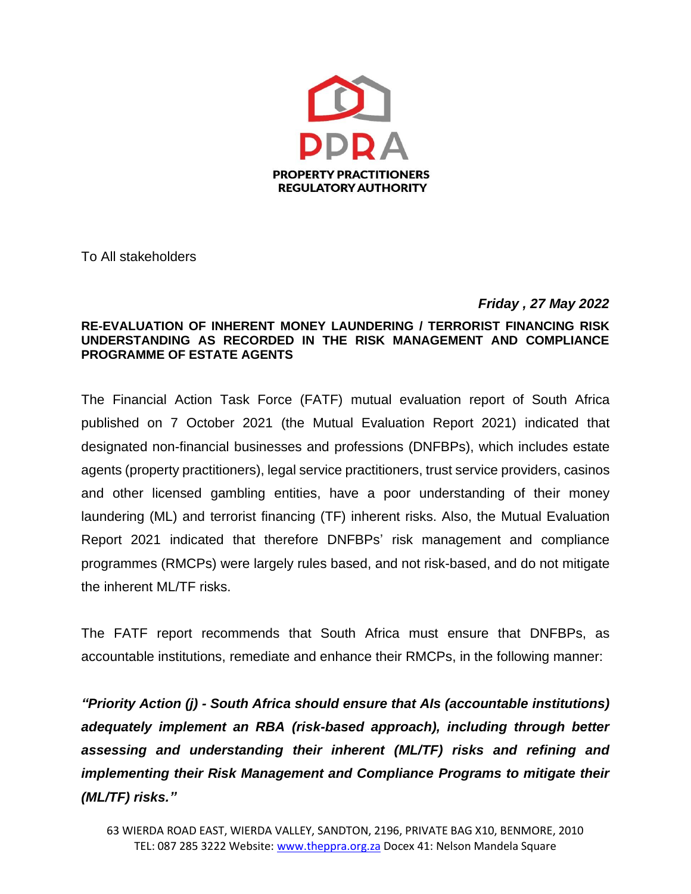**PPRA**

**PROPERTY PRACTITIONERS REGULATORY AUTHORITY**

To All stakeholders

***Friday , 27 May 2022***

**RE-EVALUATION OF INHERENT MONEY LAUNDERING / TERRORIST FINANCING RISK UNDERSTANDING AS RECORDED IN THE RISK MANAGEMENT AND COMPLIANCE PROGRAMME OF ESTATE AGENTS**

The Financial Action Task Force (FATF) mutual evaluation report of South Africa published on 7 October 2021 (the Mutual Evaluation Report 2021) indicated that designated non-financial businesses and professions (DNFBPs), which includes estate agents (property practitioners), legal service practitioners, trust service providers, casinos and other licensed gambling entities, have a poor understanding of their money laundering (ML) and terrorist financing (TF) inherent risks. Also, the Mutual Evaluation Report 2021 indicated that therefore DNFBPs' risk management and compliance programmes (RMCPs) were largely rules based, and not risk-based, and do not mitigate the inherent ML/TF risks.

The FATF report recommends that South Africa must ensure that DNFBPs, as accountable institutions, remediate and enhance their RMCPs, in the following manner:

***"Priority Action (j) - South Africa should ensure that AIs (accountable institutions) adequately implement an RBA (risk-based approach), including through better assessing and understanding their inherent (ML/TF) risks and refining and implementing their Risk Management and Compliance Programs to mitigate their (ML/TF) risks."***

63 WIERDA ROAD EAST, WIERDA VALLEY, SANDTON, 2196, PRIVATE BAG X10, BENMORE, 2010
TEL: 087 285 3222 Website: www.theppra.org.za Docex 41: Nelson Mandela Square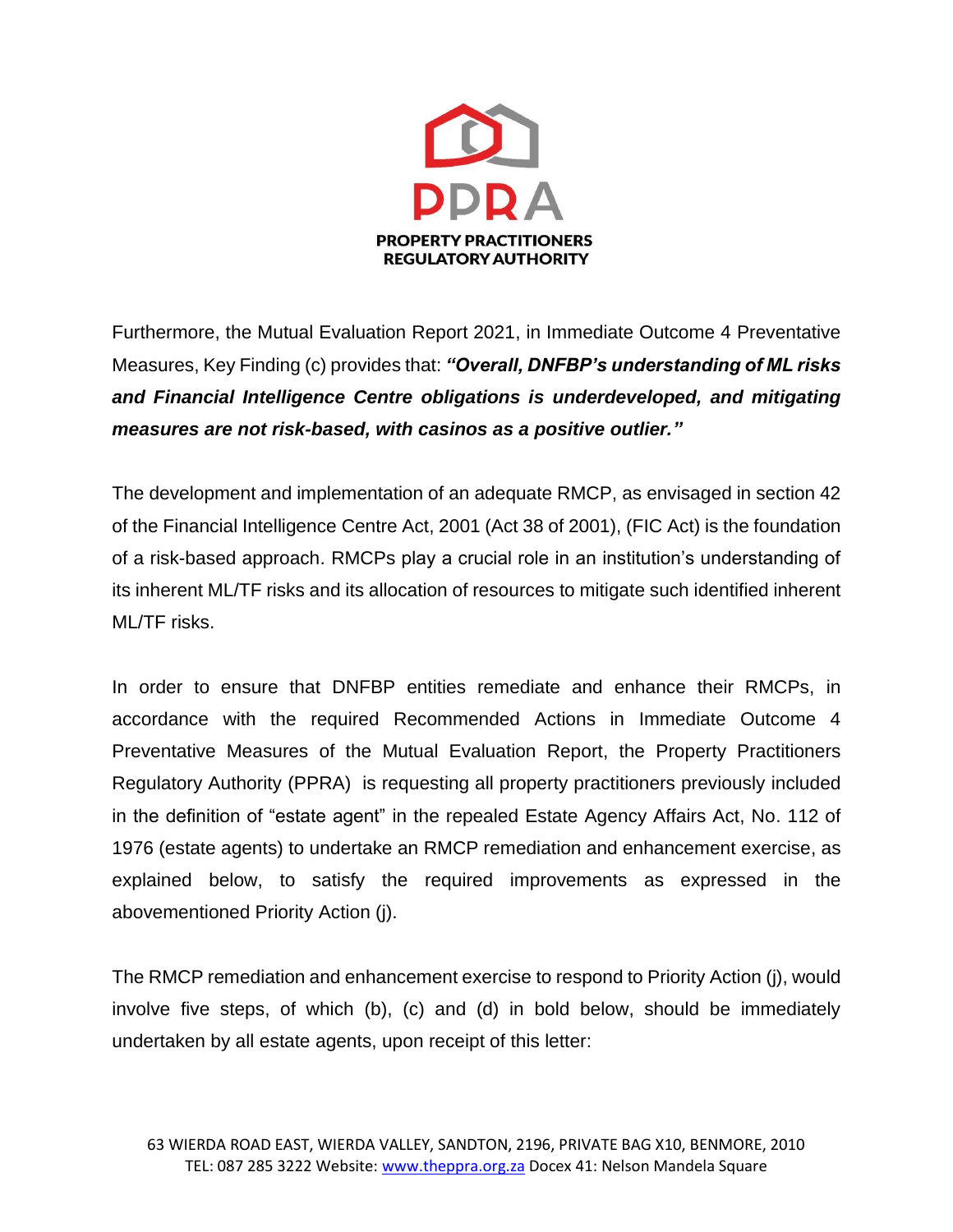Furthermore, the Mutual Evaluation Report 2021, in Immediate Outcome 4 Preventative Measures, Key Finding (c) provides that: ***"Overall, DNFBP's understanding of ML risks and Financial Intelligence Centre obligations is underdeveloped, and mitigating measures are not risk-based, with casinos as a positive outlier."***

The development and implementation of an adequate RMCP, as envisaged in section 42 of the Financial Intelligence Centre Act, 2001 (Act 38 of 2001), (FIC Act) is the foundation of a risk-based approach. RMCPs play a crucial role in an institution's understanding of its inherent ML/TF risks and its allocation of resources to mitigate such identified inherent ML/TF risks.

In order to ensure that DNFBP entities remediate and enhance their RMCPs, in accordance with the required Recommended Actions in Immediate Outcome 4 Preventative Measures of the Mutual Evaluation Report, the Property Practitioners Regulatory Authority (PPRA) is requesting all property practitioners previously included in the definition of "estate agent" in the repealed Estate Agency Affairs Act, No. 112 of 1976 (estate agents) to undertake an RMCP remediation and enhancement exercise, as explained below, to satisfy the required improvements as expressed in the abovementioned Priority Action (j).

The RMCP remediation and enhancement exercise to respond to Priority Action (j), would involve five steps, of which (b), (c) and (d) in bold below, should be immediately undertaken by all estate agents, upon receipt of this letter: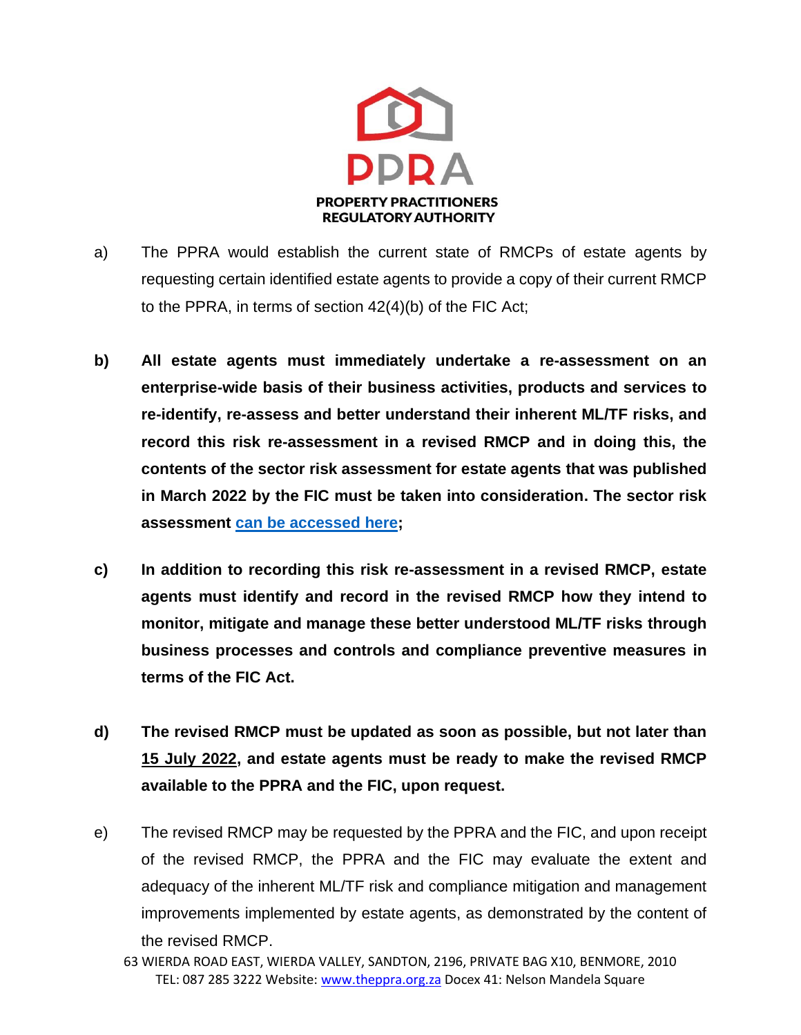a) The PPRA would establish the current state of RMCPs of estate agents by requesting certain identified estate agents to provide a copy of their current RMCP to the PPRA, in terms of section 42(4)(b) of the FIC Act;

**b) All estate agents must immediately undertake a re-assessment on an enterprise-wide basis of their business activities, products and services to re-identify, re-assess and better understand their inherent ML/TF risks, and record this risk re-assessment in a revised RMCP and in doing this, the contents of the sector risk assessment for estate agents that was published in March 2022 by the FIC must be taken into consideration. The sector risk assessment can be accessed here;**

**c) In addition to recording this risk re-assessment in a revised RMCP, estate agents must identify and record in the revised RMCP how they intend to monitor, mitigate and manage these better understood ML/TF risks through business processes and controls and compliance preventive measures in terms of the FIC Act.**

**d) The revised RMCP must be updated as soon as possible, but not later than 15 July 2022, and estate agents must be ready to make the revised RMCP available to the PPRA and the FIC, upon request.**

e) The revised RMCP may be requested by the PPRA and the FIC, and upon receipt of the revised RMCP, the PPRA and the FIC may evaluate the extent and adequacy of the inherent ML/TF risk and compliance mitigation and management improvements implemented by estate agents, as demonstrated by the content of the revised RMCP.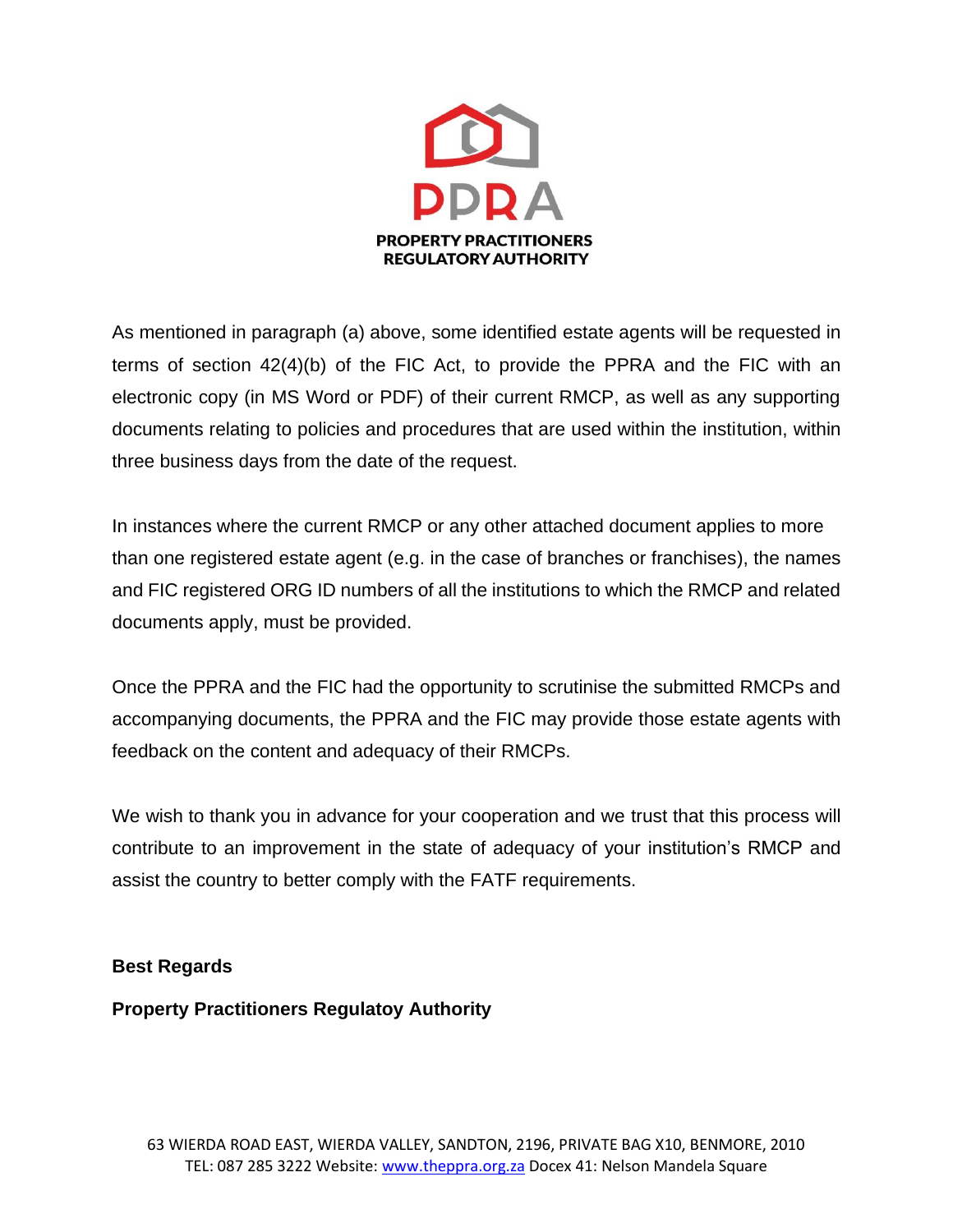As mentioned in paragraph (a) above, some identified estate agents will be requested in terms of section 42(4)(b) of the FIC Act, to provide the PPRA and the FIC with an electronic copy (in MS Word or PDF) of their current RMCP, as well as any supporting documents relating to policies and procedures that are used within the institution, within three business days from the date of the request.

In instances where the current RMCP or any other attached document applies to more than one registered estate agent (e.g. in the case of branches or franchises), the names and FIC registered ORG ID numbers of all the institutions to which the RMCP and related documents apply, must be provided.

Once the PPRA and the FIC had the opportunity to scrutinise the submitted RMCPs and accompanying documents, the PPRA and the FIC may provide those estate agents with feedback on the content and adequacy of their RMCPs.

We wish to thank you in advance for your cooperation and we trust that this process will contribute to an improvement in the state of adequacy of your institution's RMCP and assist the country to better comply with the FATF requirements.

**Best Regards**

**Property Practitioners Regulatoy Authority**